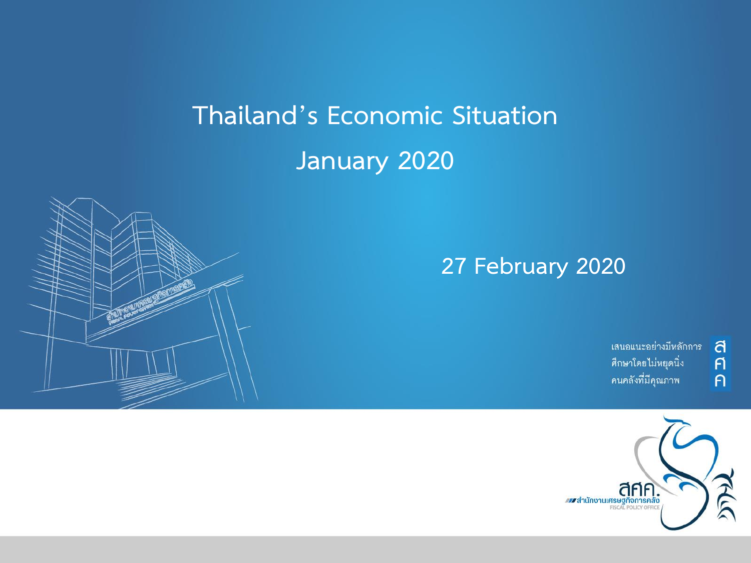# Thailand's Economic Situation

# January 2020

27 February 2020

เสนอแนะอย่างมีหลักการ
ศึกษาโดยไม่หยุดนิ่ง
คนคลังที่มีคุณภาพ

สศค.
สำนักงานเศรษฐกิจการคลัง
FISCAL POLICY OFFICE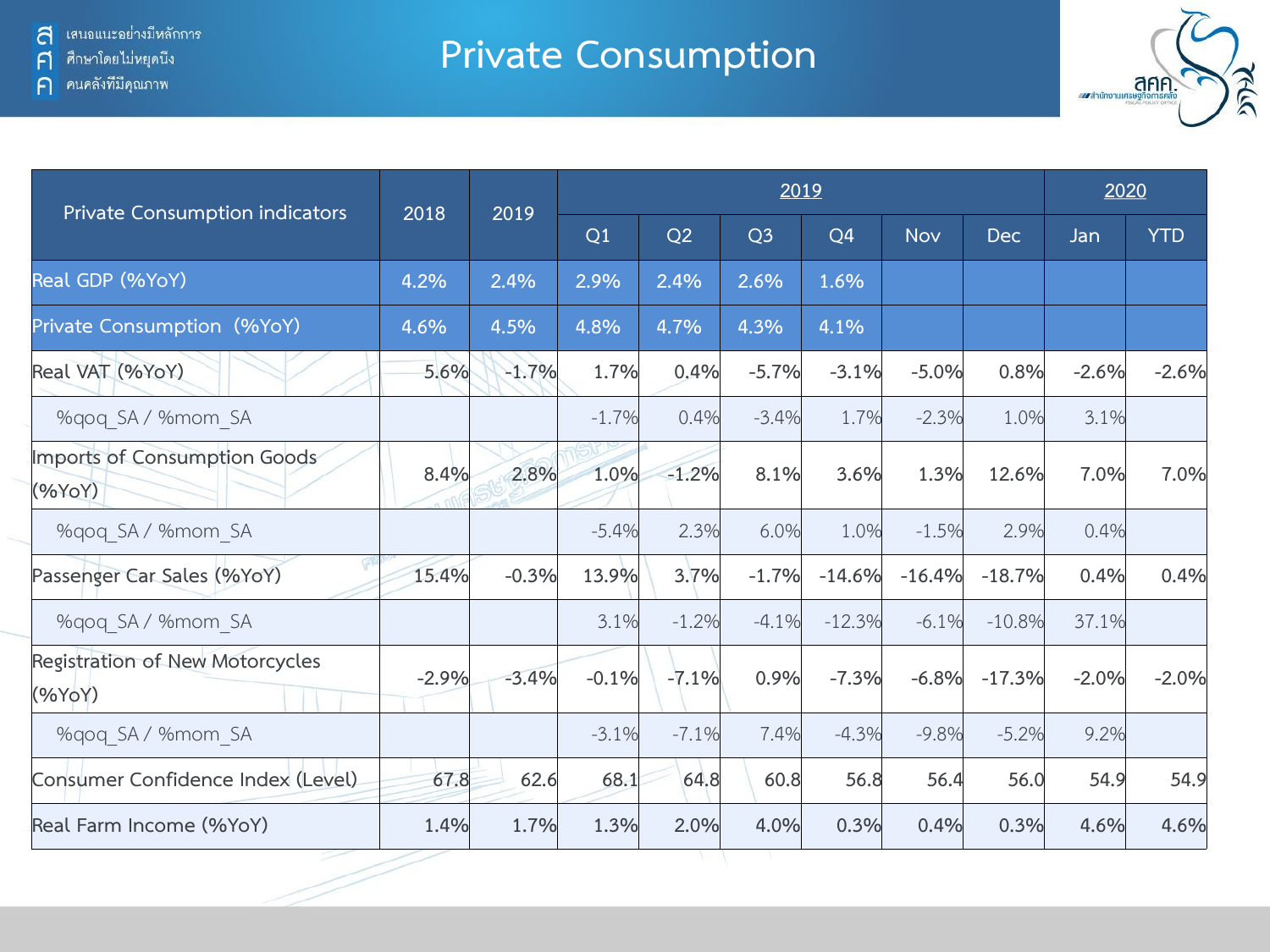# Private Consumption

| Private Consumption indicators | 2018 | 2019 | 2019 | | | | | | 2020 | |
|---|---|---|---|---|---|---|---|---|---|---|
| | | | Q1 | Q2 | Q3 | Q4 | Nov | Dec | Jan | YTD |
| Real GDP (%YoY) | 4.2% | 2.4% | 2.9% | 2.4% | 2.6% | 1.6% | | | | |
| Private Consumption (%YoY) | 4.6% | 4.5% | 4.8% | 4.7% | 4.3% | 4.1% | | | | |
| Real VAT (%YoY) | 5.6% | -1.7% | 1.7% | 0.4% | -5.7% | -3.1% | -5.0% | 0.8% | -2.6% | -2.6% |
| %qoq_SA / %mom_SA | | | -1.7% | 0.4% | -3.4% | 1.7% | -2.3% | 1.0% | 3.1% | |
| Imports of Consumption Goods (%YoY) | 8.4% | 2.8% | 1.0% | -1.2% | 8.1% | 3.6% | 1.3% | 12.6% | 7.0% | 7.0% |
| %qoq_SA / %mom_SA | | | -5.4% | 2.3% | 6.0% | 1.0% | -1.5% | 2.9% | 0.4% | |
| Passenger Car Sales (%YoY) | 15.4% | -0.3% | 13.9% | 3.7% | -1.7% | -14.6% | -16.4% | -18.7% | 0.4% | 0.4% |
| %qoq_SA / %mom_SA | | | 3.1% | -1.2% | -4.1% | -12.3% | -6.1% | -10.8% | 37.1% | |
| Registration of New Motorcycles (%YoY) | -2.9% | -3.4% | -0.1% | -7.1% | 0.9% | -7.3% | -6.8% | -17.3% | -2.0% | -2.0% |
| %qoq_SA / %mom_SA | | | -3.1% | -7.1% | 7.4% | -4.3% | -9.8% | -5.2% | 9.2% | |
| Consumer Confidence Index (Level) | 67.8 | 62.6 | 68.1 | 64.8 | 60.8 | 56.8 | 56.4 | 56.0 | 54.9 | 54.9 |
| Real Farm Income (%YoY) | 1.4% | 1.7% | 1.3% | 2.0% | 4.0% | 0.3% | 0.4% | 0.3% | 4.6% | 4.6% |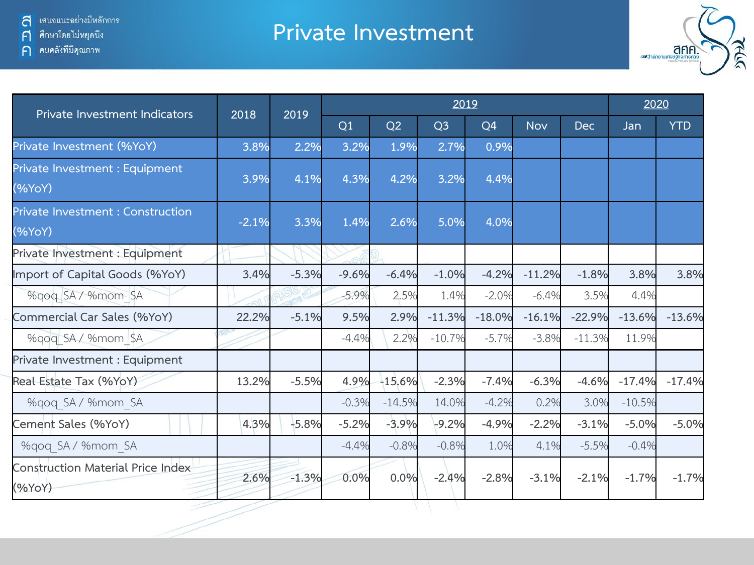# Private Investment

| Private Investment Indicators | 2018 | 2019 | 2019 | | | | | | 2020 | |
|---|---|---|---|---|---|---|---|---|---|---|
| | | | Q1 | Q2 | Q3 | Q4 | Nov | Dec | Jan | YTD |
| Private Investment (%YoY) | 3.8% | 2.2% | 3.2% | 1.9% | 2.7% | 0.9% | | | | |
| Private Investment : Equipment (%YoY) | 3.9% | 4.1% | 4.3% | 4.2% | 3.2% | 4.4% | | | | |
| Private Investment : Construction (%YoY) | -2.1% | 3.3% | 1.4% | 2.6% | 5.0% | 4.0% | | | | |
| Private Investment : Equipment | | | | | | | | | | |
| Import of Capital Goods (%YoY) | 3.4% | -5.3% | -9.6% | -6.4% | -1.0% | -4.2% | -11.2% | -1.8% | 3.8% | 3.8% |
| %qoq_SA / %mom_SA | | | -5.9% | 2.5% | 1.4% | -2.0% | -6.4% | 3.5% | 4.4% | |
| Commercial Car Sales (%YoY) | 22.2% | -5.1% | 9.5% | 2.9% | -11.3% | -18.0% | -16.1% | -22.9% | -13.6% | -13.6% |
| %qoq_SA / %mom_SA | | | -4.4% | 2.2% | -10.7% | -5.7% | -3.8% | -11.3% | 11.9% | |
| Private Investment : Equipment | | | | | | | | | | |
| Real Estate Tax (%YoY) | 13.2% | -5.5% | 4.9% | -15.6% | -2.3% | -7.4% | -6.3% | -4.6% | -17.4% | -17.4% |
| %qoq_SA / %mom_SA | | | -0.3% | -14.5% | 14.0% | -4.2% | 0.2% | 3.0% | -10.5% | |
| Cement Sales (%YoY) | 4.3% | -5.8% | -5.2% | -3.9% | -9.2% | -4.9% | -2.2% | -3.1% | -5.0% | -5.0% |
| %qoq_SA / %mom_SA | | | -4.4% | -0.8% | -0.8% | 1.0% | 4.1% | -5.5% | -0.4% | |
| Construction Material Price Index (%YoY) | 2.6% | -1.3% | 0.0% | 0.0% | -2.4% | -2.8% | -3.1% | -2.1% | -1.7% | -1.7% |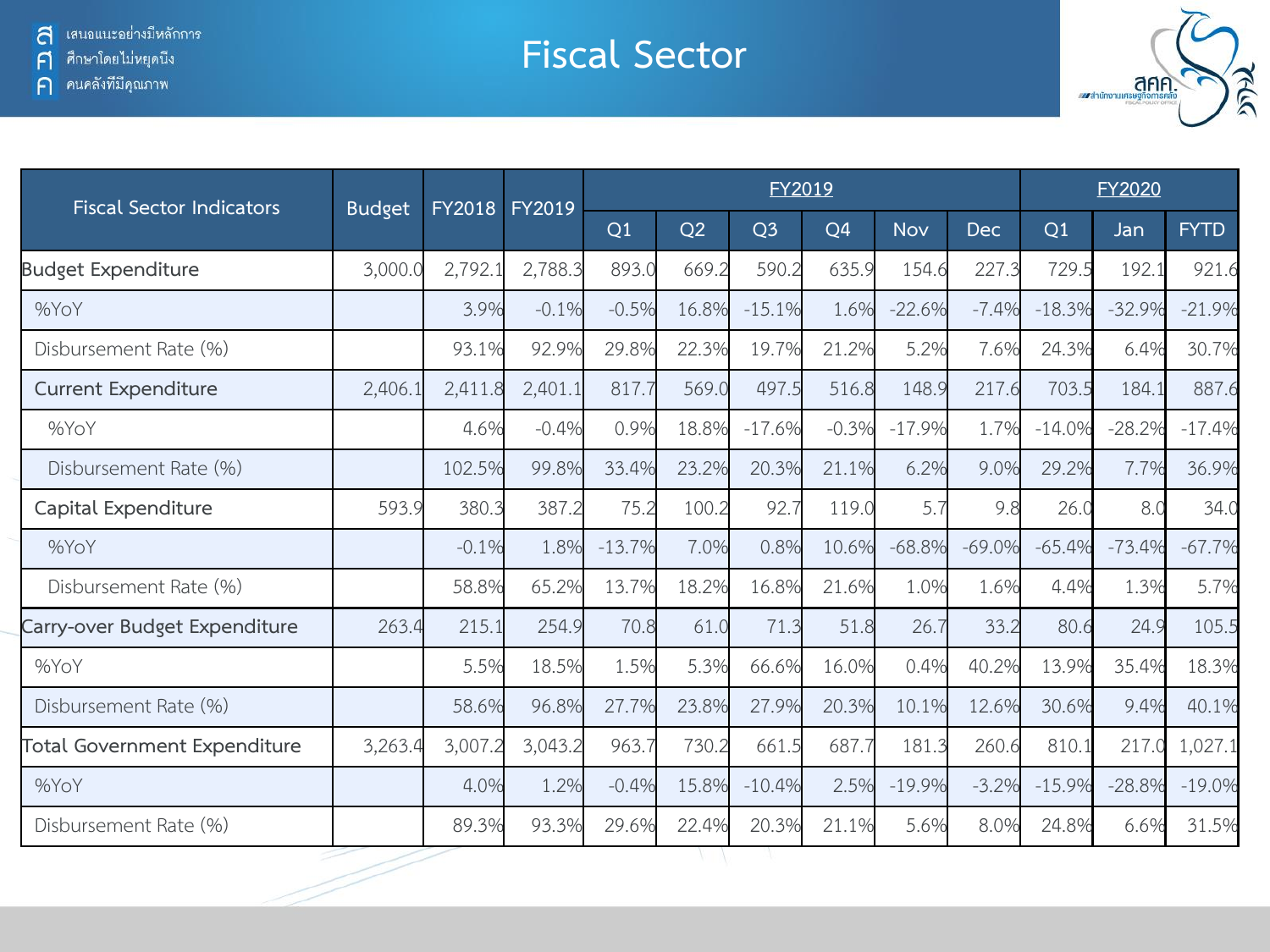# Fiscal Sector

| Fiscal Sector Indicators | Budget | FY2018 | FY2019 | FY2019 | | | | | | FY2020 | | |
|---|---|---|---|---|---|---|---|---|---|---|---|---|
| | | | | Q1 | Q2 | Q3 | Q4 | Nov | Dec | Q1 | Jan | FYTD |
| Budget Expenditure | 3,000.0 | 2,792.1 | 2,788.3 | 893.0 | 669.2 | 590.2 | 635.9 | 154.6 | 227.3 | 729.5 | 192.1 | 921.6 |
| %YoY | | 3.9% | -0.1% | -0.5% | 16.8% | -15.1% | 1.6% | -22.6% | -7.4% | -18.3% | -32.9% | -21.9% |
| Disbursement Rate (%) | | 93.1% | 92.9% | 29.8% | 22.3% | 19.7% | 21.2% | 5.2% | 7.6% | 24.3% | 6.4% | 30.7% |
| Current Expenditure | 2,406.1 | 2,411.8 | 2,401.1 | 817.7 | 569.0 | 497.5 | 516.8 | 148.9 | 217.6 | 703.5 | 184.1 | 887.6 |
| %YoY | | 4.6% | -0.4% | 0.9% | 18.8% | -17.6% | -0.3% | -17.9% | 1.7% | -14.0% | -28.2% | -17.4% |
| Disbursement Rate (%) | | 102.5% | 99.8% | 33.4% | 23.2% | 20.3% | 21.1% | 6.2% | 9.0% | 29.2% | 7.7% | 36.9% |
| Capital Expenditure | 593.9 | 380.3 | 387.2 | 75.2 | 100.2 | 92.7 | 119.0 | 5.7 | 9.8 | 26.0 | 8.0 | 34.0 |
| %YoY | | -0.1% | 1.8% | -13.7% | 7.0% | 0.8% | 10.6% | -68.8% | -69.0% | -65.4% | -73.4% | -67.7% |
| Disbursement Rate (%) | | 58.8% | 65.2% | 13.7% | 18.2% | 16.8% | 21.6% | 1.0% | 1.6% | 4.4% | 1.3% | 5.7% |
| Carry-over Budget Expenditure | 263.4 | 215.1 | 254.9 | 70.8 | 61.0 | 71.3 | 51.8 | 26.7 | 33.2 | 80.6 | 24.9 | 105.5 |
| %YoY | | 5.5% | 18.5% | 1.5% | 5.3% | 66.6% | 16.0% | 0.4% | 40.2% | 13.9% | 35.4% | 18.3% |
| Disbursement Rate (%) | | 58.6% | 96.8% | 27.7% | 23.8% | 27.9% | 20.3% | 10.1% | 12.6% | 30.6% | 9.4% | 40.1% |
| Total Government Expenditure | 3,263.4 | 3,007.2 | 3,043.2 | 963.7 | 730.2 | 661.5 | 687.7 | 181.3 | 260.6 | 810.1 | 217.0 | 1,027.1 |
| %YoY | | 4.0% | 1.2% | -0.4% | 15.8% | -10.4% | 2.5% | -19.9% | -3.2% | -15.9% | -28.8% | -19.0% |
| Disbursement Rate (%) | | 89.3% | 93.3% | 29.6% | 22.4% | 20.3% | 21.1% | 5.6% | 8.0% | 24.8% | 6.6% | 31.5% |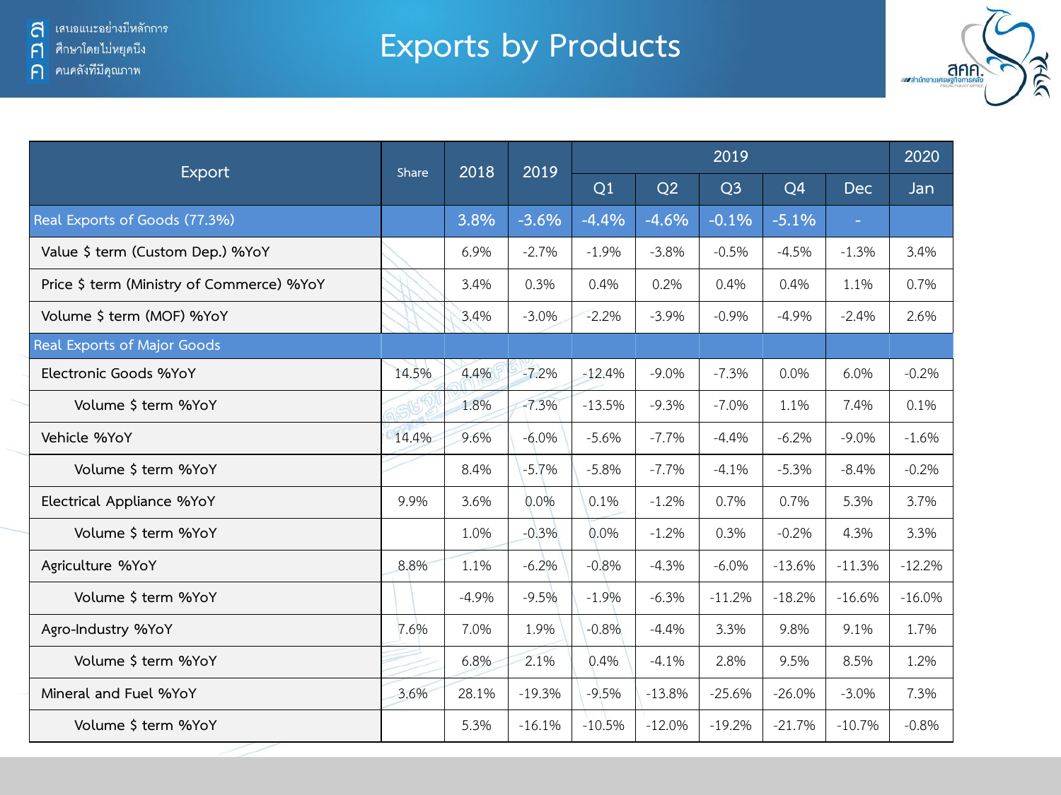# Exports by Products

| Export | Share | 2018 | 2019 | 2019 | | | | | 2020 |
|---|---|---|---|---|---|---|---|---|---|
| | | | | Q1 | Q2 | Q3 | Q4 | Dec | Jan |
| Real Exports of Goods (77.3%) | | 3.8% | -3.6% | -4.4% | -4.6% | -0.1% | -5.1% | - | |
| Value $ term (Custom Dep.) %YoY | | 6.9% | -2.7% | -1.9% | -3.8% | -0.5% | -4.5% | -1.3% | 3.4% |
| Price $ term (Ministry of Commerce) %YoY | | 3.4% | 0.3% | 0.4% | 0.2% | 0.4% | 0.4% | 1.1% | 0.7% |
| Volume $ term (MOF) %YoY | | 3.4% | -3.0% | -2.2% | -3.9% | -0.9% | -4.9% | -2.4% | 2.6% |
| Real Exports of Major Goods | | | | | | | | | |
| Electronic Goods %YoY | 14.5% | 4.4% | -7.2% | -12.4% | -9.0% | -7.3% | 0.0% | 6.0% | -0.2% |
| Volume $ term %YoY | | 1.8% | -7.3% | -13.5% | -9.3% | -7.0% | 1.1% | 7.4% | 0.1% |
| Vehicle %YoY | 14.4% | 9.6% | -6.0% | -5.6% | -7.7% | -4.4% | -6.2% | -9.0% | -1.6% |
| Volume $ term %YoY | | 8.4% | -5.7% | -5.8% | -7.7% | -4.1% | -5.3% | -8.4% | -0.2% |
| Electrical Appliance %YoY | 9.9% | 3.6% | 0.0% | 0.1% | -1.2% | 0.7% | 0.7% | 5.3% | 3.7% |
| Volume $ term %YoY | | 1.0% | -0.3% | 0.0% | -1.2% | 0.3% | -0.2% | 4.3% | 3.3% |
| Agriculture %YoY | 8.8% | 1.1% | -6.2% | -0.8% | -4.3% | -6.0% | -13.6% | -11.3% | -12.2% |
| Volume $ term %YoY | | -4.9% | -9.5% | -1.9% | -6.3% | -11.2% | -18.2% | -16.6% | -16.0% |
| Agro-Industry %YoY | 7.6% | 7.0% | 1.9% | -0.8% | -4.4% | 3.3% | 9.8% | 9.1% | 1.7% |
| Volume $ term %YoY | | 6.8% | 2.1% | 0.4% | -4.1% | 2.8% | 9.5% | 8.5% | 1.2% |
| Mineral and Fuel %YoY | 3.6% | 28.1% | -19.3% | -9.5% | -13.8% | -25.6% | -26.0% | -3.0% | 7.3% |
| Volume $ term %YoY | | 5.3% | -16.1% | -10.5% | -12.0% | -19.2% | -21.7% | -10.7% | -0.8% |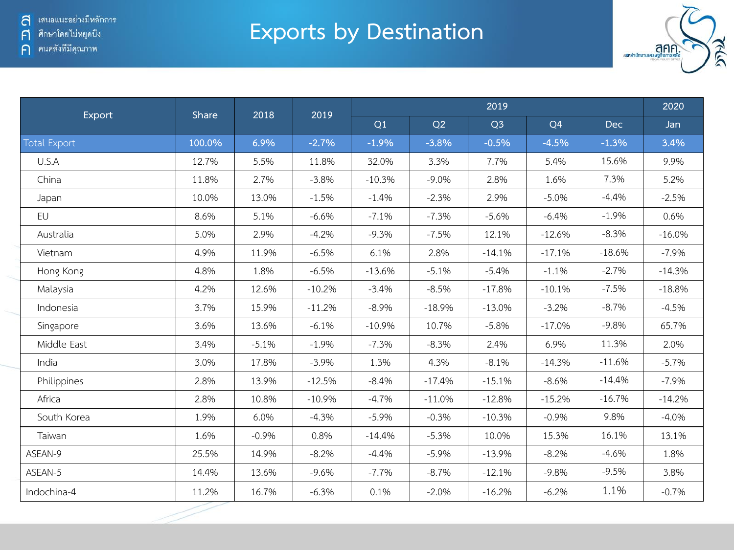# Exports by Destination

| Export | Share | 2018 | 2019 | 2019 | | | | | 2020 |
|---|---|---|---|---|---|---|---|---|---|
| | | | | Q1 | Q2 | Q3 | Q4 | Dec | Jan |
| Total Export | 100.0% | 6.9% | -2.7% | -1.9% | -3.8% | -0.5% | -4.5% | -1.3% | 3.4% |
| U.S.A | 12.7% | 5.5% | 11.8% | 32.0% | 3.3% | 7.7% | 5.4% | 15.6% | 9.9% |
| China | 11.8% | 2.7% | -3.8% | -10.3% | -9.0% | 2.8% | 1.6% | 7.3% | 5.2% |
| Japan | 10.0% | 13.0% | -1.5% | -1.4% | -2.3% | 2.9% | -5.0% | -4.4% | -2.5% |
| EU | 8.6% | 5.1% | -6.6% | -7.1% | -7.3% | -5.6% | -6.4% | -1.9% | 0.6% |
| Australia | 5.0% | 2.9% | -4.2% | -9.3% | -7.5% | 12.1% | -12.6% | -8.3% | -16.0% |
| Vietnam | 4.9% | 11.9% | -6.5% | 6.1% | 2.8% | -14.1% | -17.1% | -18.6% | -7.9% |
| Hong Kong | 4.8% | 1.8% | -6.5% | -13.6% | -5.1% | -5.4% | -1.1% | -2.7% | -14.3% |
| Malaysia | 4.2% | 12.6% | -10.2% | -3.4% | -8.5% | -17.8% | -10.1% | -7.5% | -18.8% |
| Indonesia | 3.7% | 15.9% | -11.2% | -8.9% | -18.9% | -13.0% | -3.2% | -8.7% | -4.5% |
| Singapore | 3.6% | 13.6% | -6.1% | -10.9% | 10.7% | -5.8% | -17.0% | -9.8% | 65.7% |
| Middle East | 3.4% | -5.1% | -1.9% | -7.3% | -8.3% | 2.4% | 6.9% | 11.3% | 2.0% |
| India | 3.0% | 17.8% | -3.9% | 1.3% | 4.3% | -8.1% | -14.3% | -11.6% | -5.7% |
| Philippines | 2.8% | 13.9% | -12.5% | -8.4% | -17.4% | -15.1% | -8.6% | -14.4% | -7.9% |
| Africa | 2.8% | 10.8% | -10.9% | -4.7% | -11.0% | -12.8% | -15.2% | -16.7% | -14.2% |
| South Korea | 1.9% | 6.0% | -4.3% | -5.9% | -0.3% | -10.3% | -0.9% | 9.8% | -4.0% |
| Taiwan | 1.6% | -0.9% | 0.8% | -14.4% | -5.3% | 10.0% | 15.3% | 16.1% | 13.1% |
| ASEAN-9 | 25.5% | 14.9% | -8.2% | -4.4% | -5.9% | -13.9% | -8.2% | -4.6% | 1.8% |
| ASEAN-5 | 14.4% | 13.6% | -9.6% | -7.7% | -8.7% | -12.1% | -9.8% | -9.5% | 3.8% |
| Indochina-4 | 11.2% | 16.7% | -6.3% | 0.1% | -2.0% | -16.2% | -6.2% | 1.1% | -0.7% |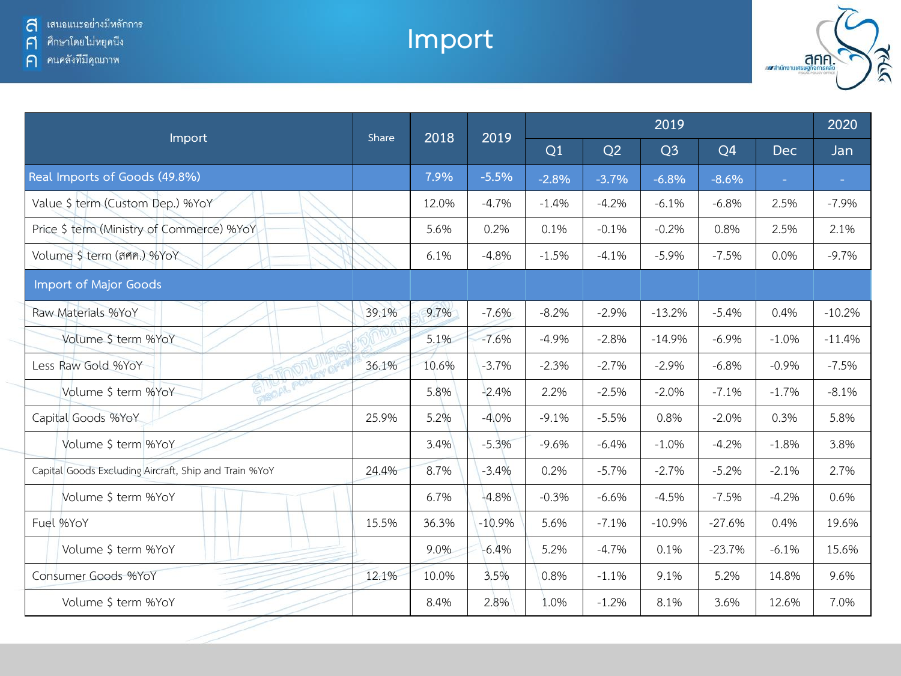# Import

| Import | Share | 2018 | 2019 | 2019 | | | | | 2020 |
|---|---|---|---|---|---|---|---|---|---|
| | | | | Q1 | Q2 | Q3 | Q4 | Dec | Jan |
| Real Imports of Goods (49.8%) | | 7.9% | -5.5% | -2.8% | -3.7% | -6.8% | -8.6% | - | - |
| Value $ term (Custom Dep.) %YoY | | 12.0% | -4.7% | -1.4% | -4.2% | -6.1% | -6.8% | 2.5% | -7.9% |
| Price $ term (Ministry of Commerce) %YoY | | 5.6% | 0.2% | 0.1% | -0.1% | -0.2% | 0.8% | 2.5% | 2.1% |
| Volume $ term (สศค.) %YoY | | 6.1% | -4.8% | -1.5% | -4.1% | -5.9% | -7.5% | 0.0% | -9.7% |
| Import of Major Goods | | | | | | | | | |
| Raw Materials %YoY | 39.1% | 9.7% | -7.6% | -8.2% | -2.9% | -13.2% | -5.4% | 0.4% | -10.2% |
| Volume $ term %YoY | | 5.1% | -7.6% | -4.9% | -2.8% | -14.9% | -6.9% | -1.0% | -11.4% |
| Less Raw Gold %YoY | 36.1% | 10.6% | -3.7% | -2.3% | -2.7% | -2.9% | -6.8% | -0.9% | -7.5% |
| Volume $ term %YoY | | 5.8% | -2.4% | 2.2% | -2.5% | -2.0% | -7.1% | -1.7% | -8.1% |
| Capital Goods %YoY | 25.9% | 5.2% | -4.0% | -9.1% | -5.5% | 0.8% | -2.0% | 0.3% | 5.8% |
| Volume $ term %YoY | | 3.4% | -5.3% | -9.6% | -6.4% | -1.0% | -4.2% | -1.8% | 3.8% |
| Capital Goods Excluding Aircraft, Ship and Train %YoY | 24.4% | 8.7% | -3.4% | 0.2% | -5.7% | -2.7% | -5.2% | -2.1% | 2.7% |
| Volume $ term %YoY | | 6.7% | -4.8% | -0.3% | -6.6% | -4.5% | -7.5% | -4.2% | 0.6% |
| Fuel %YoY | 15.5% | 36.3% | -10.9% | 5.6% | -7.1% | -10.9% | -27.6% | 0.4% | 19.6% |
| Volume $ term %YoY | | 9.0% | -6.4% | 5.2% | -4.7% | 0.1% | -23.7% | -6.1% | 15.6% |
| Consumer Goods %YoY | 12.1% | 10.0% | 3.5% | 0.8% | -1.1% | 9.1% | 5.2% | 14.8% | 9.6% |
| Volume $ term %YoY | | 8.4% | 2.8% | 1.0% | -1.2% | 8.1% | 3.6% | 12.6% | 7.0% |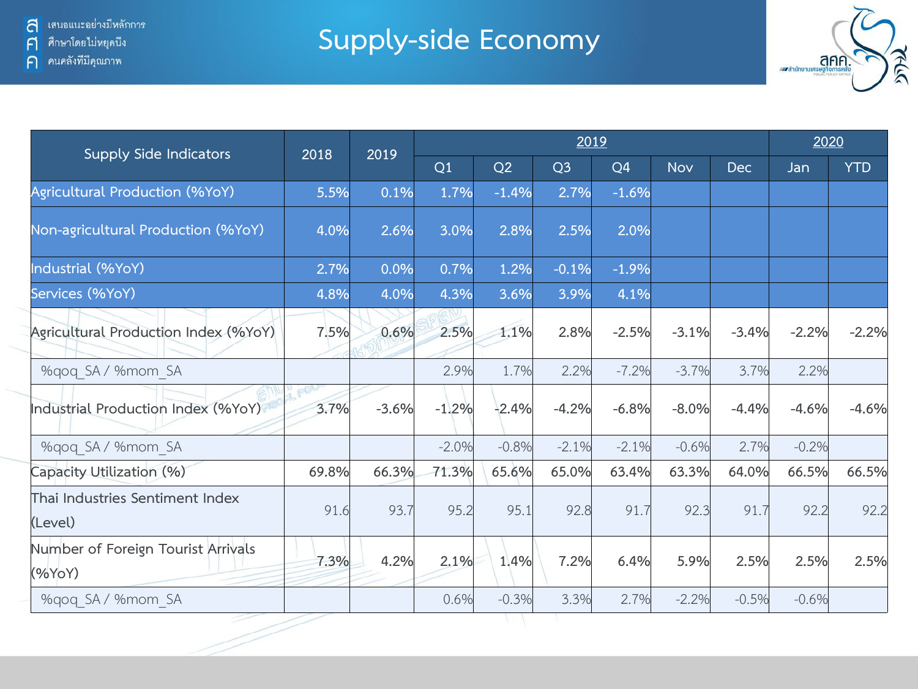# Supply-side Economy

| Supply Side Indicators | 2018 | 2019 | 2019 | | | | | | 2020 | |
|---|---|---|---|---|---|---|---|---|---|---|
| | | | Q1 | Q2 | Q3 | Q4 | Nov | Dec | Jan | YTD |
| Agricultural Production (%YoY) | 5.5% | 0.1% | 1.7% | -1.4% | 2.7% | -1.6% | | | | |
| Non-agricultural Production (%YoY) | 4.0% | 2.6% | 3.0% | 2.8% | 2.5% | 2.0% | | | | |
| Industrial (%YoY) | 2.7% | 0.0% | 0.7% | 1.2% | -0.1% | -1.9% | | | | |
| Services (%YoY) | 4.8% | 4.0% | 4.3% | 3.6% | 3.9% | 4.1% | | | | |
| Agricultural Production Index (%YoY) | 7.5% | 0.6% | 2.5% | 1.1% | 2.8% | -2.5% | -3.1% | -3.4% | -2.2% | -2.2% |
| %qoq_SA / %mom_SA | | | 2.9% | 1.7% | 2.2% | -7.2% | -3.7% | 3.7% | 2.2% | |
| Industrial Production Index (%YoY) | 3.7% | -3.6% | -1.2% | -2.4% | -4.2% | -6.8% | -8.0% | -4.4% | -4.6% | -4.6% |
| %qoq_SA / %mom_SA | | | -2.0% | -0.8% | -2.1% | -2.1% | -0.6% | 2.7% | -0.2% | |
| Capacity Utilization (%) | 69.8% | 66.3% | 71.3% | 65.6% | 65.0% | 63.4% | 63.3% | 64.0% | 66.5% | 66.5% |
| Thai Industries Sentiment Index (Level) | 91.6 | 93.7 | 95.2 | 95.1 | 92.8 | 91.7 | 92.3 | 91.7 | 92.2 | 92.2 |
| Number of Foreign Tourist Arrivals (%YoY) | 7.3% | 4.2% | 2.1% | 1.4% | 7.2% | 6.4% | 5.9% | 2.5% | 2.5% | 2.5% |
| %qoq_SA / %mom_SA | | | 0.6% | -0.3% | 3.3% | 2.7% | -2.2% | -0.5% | -0.6% | |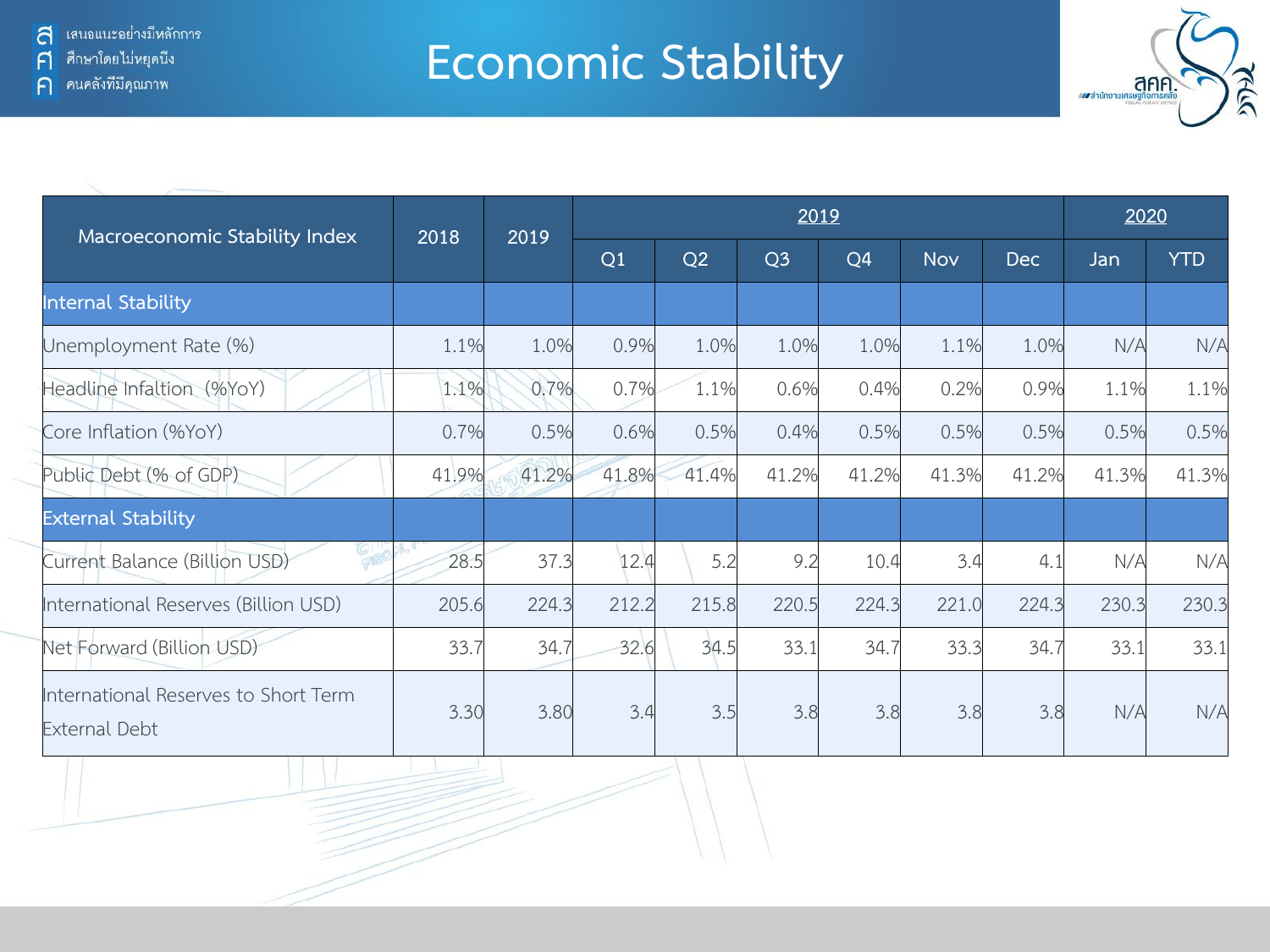# Economic Stability

| Macroeconomic Stability Index | 2018 | 2019 | 2019 | | | | | | 2020 | |
|---|---|---|---|---|---|---|---|---|---|---|
| | | | Q1 | Q2 | Q3 | Q4 | Nov | Dec | Jan | YTD |
| **Internal Stability** | | | | | | | | | | |
| Unemployment Rate (%) | 1.1% | 1.0% | 0.9% | 1.0% | 1.0% | 1.0% | 1.1% | 1.0% | N/A | N/A |
| Headline Infaltion (%YoY) | 1.1% | 0.7% | 0.7% | 1.1% | 0.6% | 0.4% | 0.2% | 0.9% | 1.1% | 1.1% |
| Core Inflation (%YoY) | 0.7% | 0.5% | 0.6% | 0.5% | 0.4% | 0.5% | 0.5% | 0.5% | 0.5% | 0.5% |
| Public Debt (% of GDP) | 41.9% | 41.2% | 41.8% | 41.4% | 41.2% | 41.2% | 41.3% | 41.2% | 41.3% | 41.3% |
| **External Stability** | | | | | | | | | | |
| Current Balance (Billion USD) | 28.5 | 37.3 | 12.4 | 5.2 | 9.2 | 10.4 | 3.4 | 4.1 | N/A | N/A |
| International Reserves (Billion USD) | 205.6 | 224.3 | 212.2 | 215.8 | 220.5 | 224.3 | 221.0 | 224.3 | 230.3 | 230.3 |
| Net Forward (Billion USD) | 33.7 | 34.7 | 32.6 | 34.5 | 33.1 | 34.7 | 33.3 | 34.7 | 33.1 | 33.1 |
| International Reserves to Short Term External Debt | 3.30 | 3.80 | 3.4 | 3.5 | 3.8 | 3.8 | 3.8 | 3.8 | N/A | N/A |